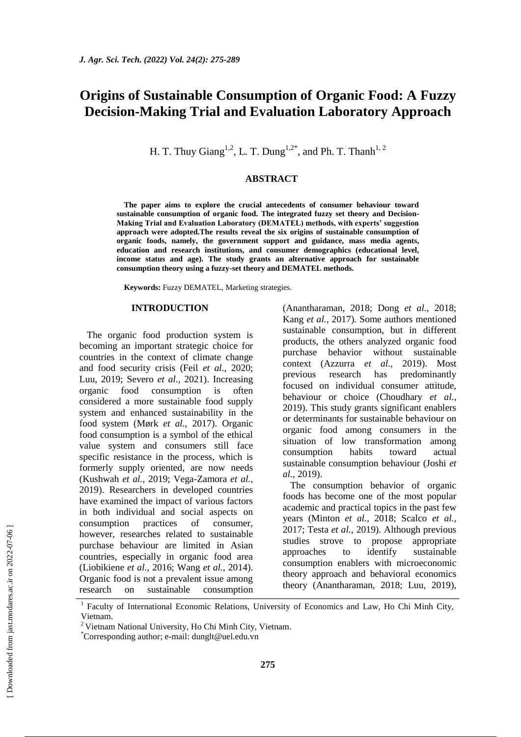# Origins of Sustainable Consumption of Organic Food: A Fuzzy Decision-Making Trial and Evaluation Laboratory Approach

H. T. Thuy Giang[1,2], L. T. Dung[1,2*], and Ph. T. Thanh[1, 2]

## ABSTRACT

**The paper aims to explore the crucial antecedents of consumer behaviour toward sustainable consumption of organic food. The integrated fuzzy set theory and Decision-Making Trial and Evaluation Laboratory (DEMATEL) methods, with experts' suggestion approach were adopted.The results reveal the six origins of sustainable consumption of organic foods, namely, the government support and guidance, mass media agents, education and research institutions, and consumer demographics (educational level, income status and age). The study grants an alternative approach for sustainable consumption theory using a fuzzy-set theory and DEMATEL methods.**

**Keywords:** Fuzzy DEMATEL, Marketing strategies.

## INTRODUCTION

The organic food production system is becoming an important strategic choice for countries in the context of climate change and food security crisis (Feil *et al.,* 2020; Luu, 2019; Severo *et al.,* 2021). Increasing organic food consumption is often considered a more sustainable food supply system and enhanced sustainability in the food system (Mørk *et al.,* 2017). Organic food consumption is a symbol of the ethical value system and consumers still face specific resistance in the process, which is formerly supply oriented, are now needs (Kushwah *et al.,* 2019; Vega-Zamora *et al.,* 2019). Researchers in developed countries have examined the impact of various factors in both individual and social aspects on consumption practices of consumer, however, researches related to sustainable purchase behaviour are limited in Asian countries, especially in organic food area (Liobikiene *et al.,* 2016; Wang *et al.,* 2014). Organic food is not a prevalent issue among research on sustainable consumption (Anantharaman, 2018; Dong *et al.,* 2018; Kang *et al.,* 2017). Some authors mentioned sustainable consumption, but in different products, the others analyzed organic food purchase behavior without sustainable context (Azzurra *et al.,* 2019). Most previous research has predominantly focused on individual consumer attitude, behaviour or choice (Choudhary *et al.,* 2019). This study grants significant enablers or determinants for sustainable behaviour on organic food among consumers in the situation of low transformation among consumption habits toward actual sustainable consumption behaviour (Joshi *et al.,* 2019).

The consumption behavior of organic foods has become one of the most popular academic and practical topics in the past few years (Minton *et al.,* 2018; Scalco *et al.,* 2017; Testa *et al.,* 2019). Although previous studies strove to propose appropriate approaches to identify sustainable consumption enablers with microeconomic theory approach and behavioral economics theory (Anantharaman, 2018; Luu, 2019),

---

[1] Faculty of International Economic Relations, University of Economics and Law, Ho Chi Minh City, Vietnam.

[2] Vietnam National University, Ho Chi Minh City, Vietnam.

[*] Corresponding author; e-mail: dunglt@uel.edu.vn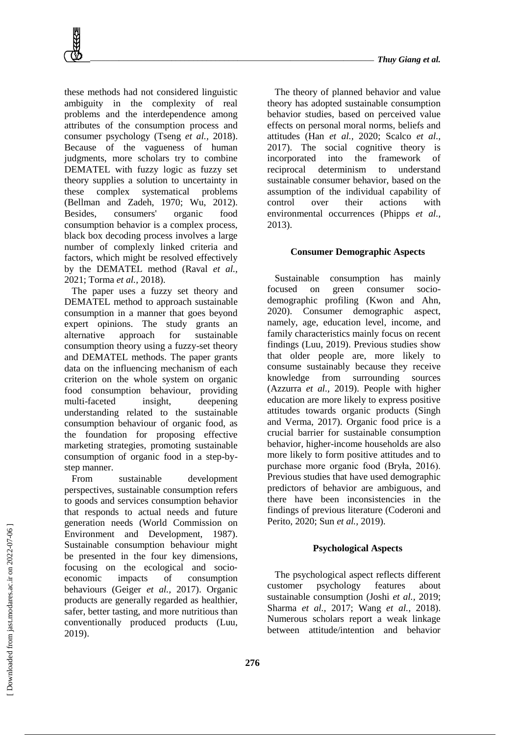these methods had not considered linguistic ambiguity in the complexity of real problems and the interdependence among attributes of the consumption process and consumer psychology (Tseng *et al.*, 2018). Because of the vagueness of human judgments, more scholars try to combine DEMATEL with fuzzy logic as fuzzy set theory supplies a solution to uncertainty in these complex systematical problems (Bellman and Zadeh, 1970; Wu, 2012). Besides, consumers' organic food consumption behavior is a complex process, black box decoding process involves a large number of complexly linked criteria and factors, which might be resolved effectively by the DEMATEL method (Raval *et al.*, 2021; Torma *et al.*, 2018).

The paper uses a fuzzy set theory and DEMATEL method to approach sustainable consumption in a manner that goes beyond expert opinions. The study grants an alternative approach for sustainable consumption theory using a fuzzy-set theory and DEMATEL methods. The paper grants data on the influencing mechanism of each criterion on the whole system on organic food consumption behaviour, providing multi-faceted insight, deepening understanding related to the sustainable consumption behaviour of organic food, as the foundation for proposing effective marketing strategies, promoting sustainable consumption of organic food in a step-by-step manner.

From sustainable development perspectives, sustainable consumption refers to goods and services consumption behavior that responds to actual needs and future generation needs (World Commission on Environment and Development, 1987). Sustainable consumption behaviour might be presented in the four key dimensions, focusing on the ecological and socio-economic impacts of consumption behaviours (Geiger *et al.*, 2017). Organic products are generally regarded as healthier, safer, better tasting, and more nutritious than conventionally produced products (Luu, 2019).

The theory of planned behavior and value theory has adopted sustainable consumption behavior studies, based on perceived value effects on personal moral norms, beliefs and attitudes (Han *et al.*, 2020; Scalco *et al.*, 2017). The social cognitive theory is incorporated into the framework of reciprocal determinism to understand sustainable consumer behavior, based on the assumption of the individual capability of control over their actions with environmental occurrences (Phipps *et al.*, 2013).

## Consumer Demographic Aspects

Sustainable consumption has mainly focused on green consumer socio-demographic profiling (Kwon and Ahn, 2020). Consumer demographic aspect, namely, age, education level, income, and family characteristics mainly focus on recent findings (Luu, 2019). Previous studies show that older people are, more likely to consume sustainably because they receive knowledge from surrounding sources (Azzurra *et al.*, 2019). People with higher education are more likely to express positive attitudes towards organic products (Singh and Verma, 2017). Organic food price is a crucial barrier for sustainable consumption behavior, higher-income households are also more likely to form positive attitudes and to purchase more organic food (Bryła, 2016). Previous studies that have used demographic predictors of behavior are ambiguous, and there have been inconsistencies in the findings of previous literature (Coderoni and Perito, 2020; Sun *et al.*, 2019).

## Psychological Aspects

The psychological aspect reflects different customer psychology features about sustainable consumption (Joshi *et al.*, 2019; Sharma *et al.*, 2017; Wang *et al.*, 2018). Numerous scholars report a weak linkage between attitude/intention and behavior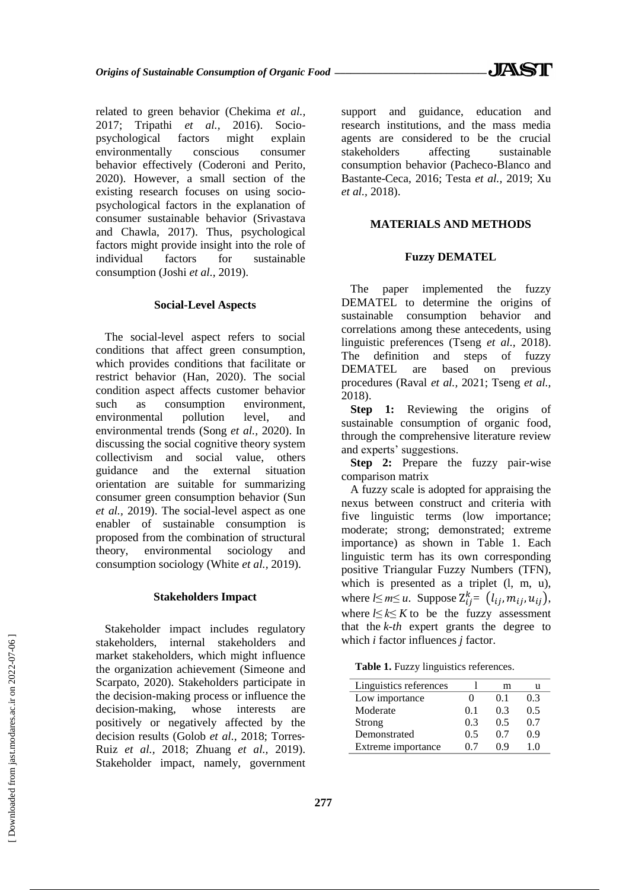related to green behavior (Chekima *et al.,* 2017; Tripathi *et al.,* 2016). Socio-psychological factors might explain environmentally conscious consumer behavior effectively (Coderoni and Perito, 2020). However, a small section of the existing research focuses on using socio-psychological factors in the explanation of consumer sustainable behavior (Srivastava and Chawla, 2017). Thus, psychological factors might provide insight into the role of individual factors for sustainable consumption (Joshi *et al.,* 2019).

### Social-Level Aspects

The social-level aspect refers to social conditions that affect green consumption, which provides conditions that facilitate or restrict behavior (Han, 2020). The social condition aspect affects customer behavior such as consumption environment, environmental pollution level, and environmental trends (Song *et al.,* 2020). In discussing the social cognitive theory system collectivism and social value, others guidance and the external situation orientation are suitable for summarizing consumer green consumption behavior (Sun *et al.,* 2019). The social-level aspect as one enabler of sustainable consumption is proposed from the combination of structural theory, environmental sociology and consumption sociology (White *et al.,* 2019).

### Stakeholders Impact

Stakeholder impact includes regulatory stakeholders, internal stakeholders and market stakeholders, which might influence the organization achievement (Simeone and Scarpato, 2020). Stakeholders participate in the decision-making process or influence the decision-making, whose interests are positively or negatively affected by the decision results (Golob *et al.,* 2018; Torres-Ruiz *et al.,* 2018; Zhuang *et al.,* 2019). Stakeholder impact, namely, government support and guidance, education and research institutions, and the mass media agents are considered to be the crucial stakeholders affecting sustainable consumption behavior (Pacheco-Blanco and Bastante-Ceca, 2016; Testa *et al.,* 2019; Xu *et al.,* 2018).

## MATERIALS AND METHODS

### Fuzzy DEMATEL

The paper implemented the fuzzy DEMATEL to determine the origins of sustainable consumption behavior and correlations among these antecedents, using linguistic preferences (Tseng *et al.,* 2018). The definition and steps of fuzzy DEMATEL are based on previous procedures (Raval *et al.,* 2021; Tseng *et al.,* 2018).

**Step 1:** Reviewing the origins of sustainable consumption of organic food, through the comprehensive literature review and experts' suggestions.

**Step 2:** Prepare the fuzzy pair-wise comparison matrix

A fuzzy scale is adopted for appraising the nexus between construct and criteria with five linguistic terms (low importance; moderate; strong; demonstrated; extreme importance) as shown in Table 1. Each linguistic term has its own corresponding positive Triangular Fuzzy Numbers (TFN), which is presented as a triplet (l, m, u), where $l \leq m \leq u$. Suppose $Z_{ij}^{k} = (l_{ij}, m_{ij}, u_{ij})$, where $l \leq k \leq K$ to be the fuzzy assessment that the *k-th* expert grants the degree to which *i* factor influences *j* factor.

**Table 1.** Fuzzy linguistics references.

| Linguistics references | l | m | u |
|---|---|---|---|
| Low importance | 0 | 0.1 | 0.3 |
| Moderate | 0.1 | 0.3 | 0.5 |
| Strong | 0.3 | 0.5 | 0.7 |
| Demonstrated | 0.5 | 0.7 | 0.9 |
| Extreme importance | 0.7 | 0.9 | 1.0 |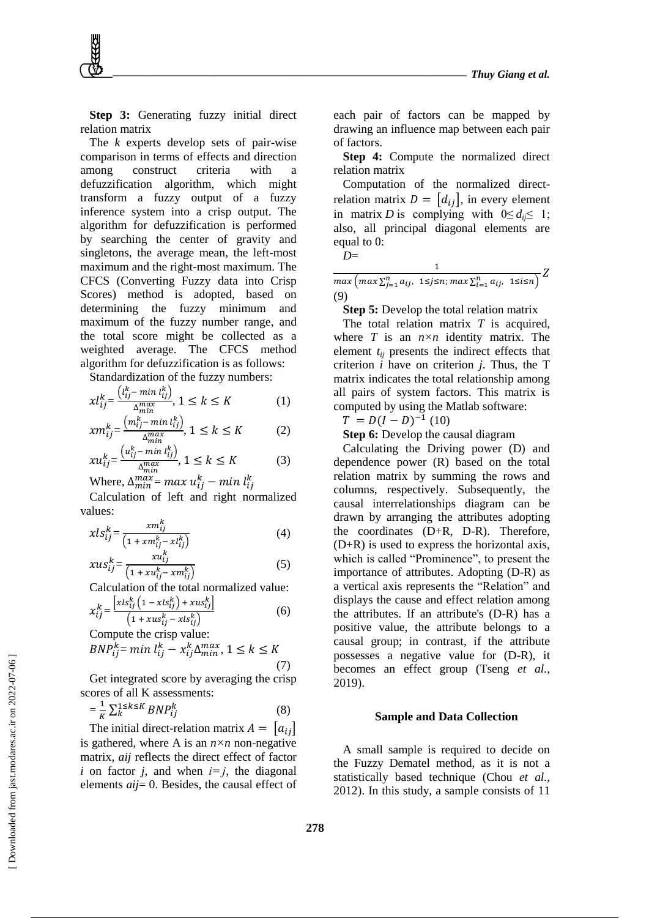**Step 3:** Generating fuzzy initial direct relation matrix

The *k* experts develop sets of pair-wise comparison in terms of effects and direction among construct criteria with a defuzzification algorithm, which might transform a fuzzy output of a fuzzy inference system into a crisp output. The algorithm for defuzzification is performed by searching the center of gravity and singletons, the average mean, the left-most maximum and the right-most maximum. The CFCS (Converting Fuzzy data into Crisp Scores) method is adopted, based on determining the fuzzy minimum and maximum of the fuzzy number range, and the total score might be collected as a weighted average. The CFCS method algorithm for defuzzification is as follows:

Standardization of the fuzzy numbers:

$$xl_{ij}^{k}=\frac{\left(l_{ij}^{k}-\min l_{ij}^{k}\right)}{\Delta_{min}^{max}},\ 1\leq k\leq K \quad (1)$$

$$xm_{ij}^{k}=\frac{\left(m_{ij}^{k}-\min l_{ij}^{k}\right)}{\Delta_{min}^{max}},\ 1\leq k\leq K \quad (2)$$

$$xu_{ij}^{k}=\frac{\left(u_{ij}^{k}-\min l_{ij}^{k}\right)}{\Delta_{min}^{max}},\ 1\leq k\leq K \quad (3)$$

Where, $\Delta_{min}^{max}=\max u_{ij}^{k}-\min l_{ij}^{k}$

Calculation of left and right normalized values:

$$xls_{ij}^{k}=\frac{xm_{ij}^{k}}{\left(1+xm_{ij}^{k}-xl_{ij}^{k}\right)} \quad (4)$$

$$xus_{ij}^{k}=\frac{xu_{ij}^{k}}{\left(1+xu_{ij}^{k}-xm_{ij}^{k}\right)} \quad (5)$$

Calculation of the total normalized value:

$$x_{ij}^{k}=\frac{\left[xls_{ij}^{k}\left(1-xls_{ij}^{k}\right)+xus_{ij}^{k}\right]}{\left(1+xus_{ij}^{k}-xls_{ij}^{k}\right)} \quad (6)$$

Compute the crisp value:

$$BNP_{ij}^{k}=\min l_{ij}^{k}-x_{ij}^{k}\Delta_{min}^{max},\ 1\leq k\leq K \quad (7)$$

Get integrated score by averaging the crisp scores of all K assessments:

$$=\frac{1}{K}\sum_{k}^{1\leq k\leq K}BNP_{ij}^{k} \quad (8)$$

The initial direct-relation matrix $A=\left[a_{ij}\right]$ is gathered, where A is an $n\times n$ non-negative matrix, $a_{ij}$ reflects the direct effect of factor *i* on factor *j*, and when $i=j$, the diagonal elements $a_{ij}=0$. Besides, the causal effect of each pair of factors can be mapped by drawing an influence map between each pair of factors.

**Step 4:** Compute the normalized direct relation matrix

Computation of the normalized direct-relation matrix $D=\left[d_{ij}\right]$, in every element in matrix *D* is complying with $0\leq d_{ij}\leq 1$; also, all principal diagonal elements are equal to 0:

$$D=\frac{1}{\max\left(\max\sum_{j=1}^{n}a_{ij},\ 1\leq j\leq n;\ \max\sum_{i=1}^{n}a_{ij},\ 1\leq i\leq n\right)}Z \quad (9)$$

**Step 5:** Develop the total relation matrix

The total relation matrix *T* is acquired, where *T* is an $n\times n$ identity matrix. The element $t_{ij}$ presents the indirect effects that criterion *i* have on criterion *j*. Thus, the T matrix indicates the total relationship among all pairs of system factors. This matrix is computed by using the Matlab software:

$$T=D(I-D)^{-1} \quad (10)$$

**Step 6:** Develop the causal diagram

Calculating the Driving power (D) and dependence power (R) based on the total relation matrix by summing the rows and columns, respectively. Subsequently, the causal interrelationships diagram can be drawn by arranging the attributes adopting the coordinates (D+R, D-R). Therefore, (D+R) is used to express the horizontal axis, which is called "Prominence", to present the importance of attributes. Adopting (D-R) as a vertical axis represents the "Relation" and displays the cause and effect relation among the attributes. If an attribute's (D-R) has a positive value, the attribute belongs to a causal group; in contrast, if the attribute possesses a negative value for (D-R), it becomes an effect group (Tseng *et al.*, 2019).

## Sample and Data Collection

A small sample is required to decide on the Fuzzy Dematel method, as it is not a statistically based technique (Chou *et al.*, 2012). In this study, a sample consists of 11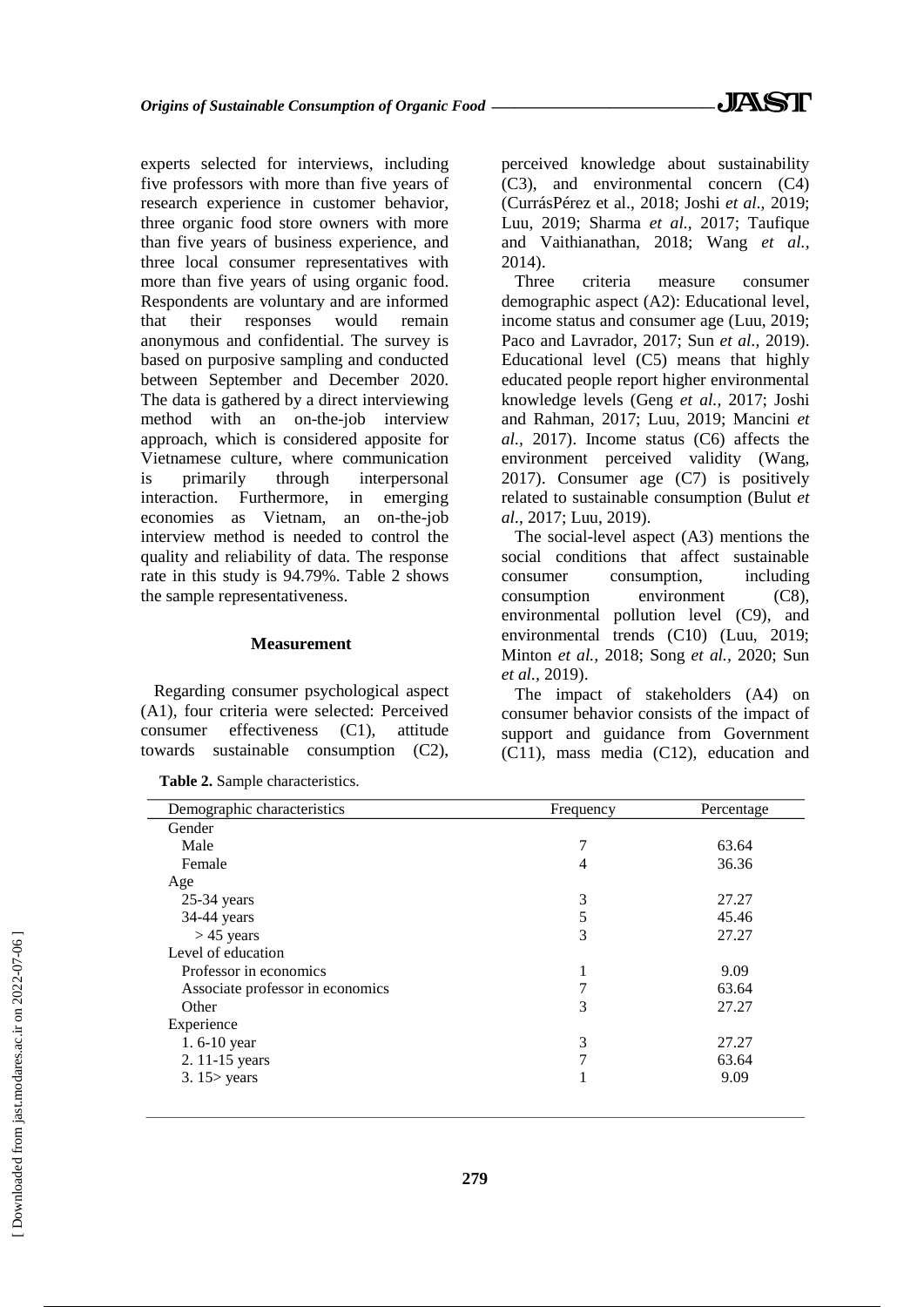experts selected for interviews, including five professors with more than five years of research experience in customer behavior, three organic food store owners with more than five years of business experience, and three local consumer representatives with more than five years of using organic food. Respondents are voluntary and are informed that their responses would remain anonymous and confidential. The survey is based on purposive sampling and conducted between September and December 2020. The data is gathered by a direct interviewing method with an on-the-job interview approach, which is considered apposite for Vietnamese culture, where communication is primarily through interpersonal interaction. Furthermore, in emerging economies as Vietnam, an on-the-job interview method is needed to control the quality and reliability of data. The response rate in this study is 94.79%. Table 2 shows the sample representativeness.

### Measurement

Regarding consumer psychological aspect (A1), four criteria were selected: Perceived consumer effectiveness (C1), attitude towards sustainable consumption (C2), perceived knowledge about sustainability (C3), and environmental concern (C4) (CurrásPérez et al., 2018; Joshi *et al.,* 2019; Luu, 2019; Sharma *et al.,* 2017; Taufique and Vaithianathan, 2018; Wang *et al.*, 2014).

Three criteria measure consumer demographic aspect (A2): Educational level, income status and consumer age (Luu, 2019; Paco and Lavrador, 2017; Sun *et al.,* 2019). Educational level (C5) means that highly educated people report higher environmental knowledge levels (Geng *et al.,* 2017; Joshi and Rahman, 2017; Luu, 2019; Mancini *et al.,* 2017). Income status (C6) affects the environment perceived validity (Wang, 2017). Consumer age (C7) is positively related to sustainable consumption (Bulut *et al.,* 2017; Luu, 2019).

The social-level aspect (A3) mentions the social conditions that affect sustainable consumer consumption, including consumption environment (C8), environmental pollution level (C9), and environmental trends (C10) (Luu, 2019; Minton *et al.,* 2018; Song *et al.,* 2020; Sun *et al.,* 2019).

The impact of stakeholders (A4) on consumer behavior consists of the impact of support and guidance from Government (C11), mass media (C12), education and

**Table 2.** Sample characteristics.

| Demographic characteristics | Frequency | Percentage |
|---|---|---|
| Gender | | |
| Male | 7 | 63.64 |
| Female | 4 | 36.36 |
| Age | | |
| 25-34 years | 3 | 27.27 |
| 34-44 years | 5 | 45.46 |
| > 45 years | 3 | 27.27 |
| Level of education | | |
| Professor in economics | 1 | 9.09 |
| Associate professor in economics | 7 | 63.64 |
| Other | 3 | 27.27 |
| Experience | | |
| 1. 6-10 year | 3 | 27.27 |
| 2. 11-15 years | 7 | 63.64 |
| 3. 15> years | 1 | 9.09 |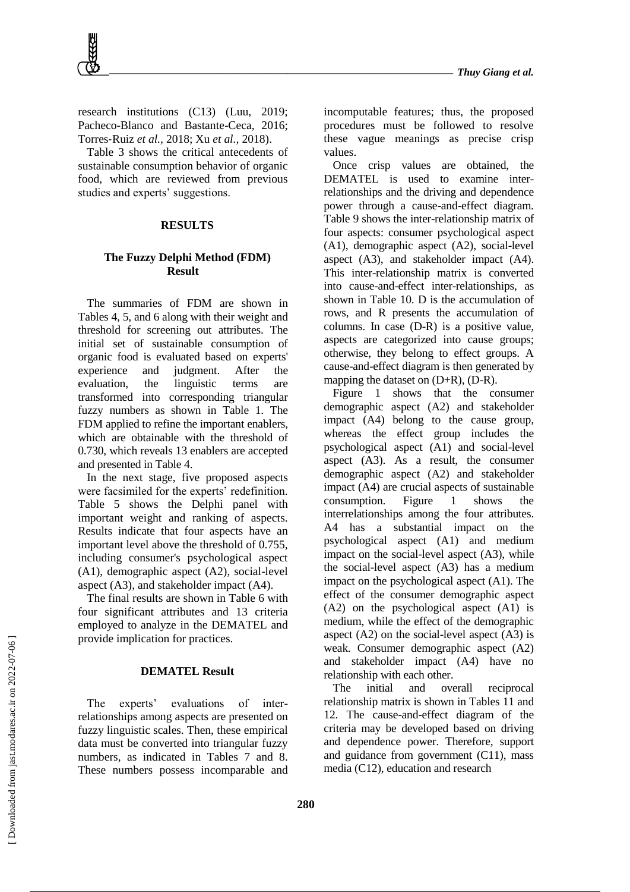research institutions (C13) (Luu, 2019; Pacheco-Blanco and Bastante-Ceca, 2016; Torres-Ruiz *et al.,* 2018; Xu *et al.,* 2018).

Table 3 shows the critical antecedents of sustainable consumption behavior of organic food, which are reviewed from previous studies and experts' suggestions.

## RESULTS

### The Fuzzy Delphi Method (FDM) Result

The summaries of FDM are shown in Tables 4, 5, and 6 along with their weight and threshold for screening out attributes. The initial set of sustainable consumption of organic food is evaluated based on experts' experience and judgment. After the evaluation, the linguistic terms are transformed into corresponding triangular fuzzy numbers as shown in Table 1. The FDM applied to refine the important enablers, which are obtainable with the threshold of 0.730, which reveals 13 enablers are accepted and presented in Table 4.

In the next stage, five proposed aspects were facsimiled for the experts' redefinition. Table 5 shows the Delphi panel with important weight and ranking of aspects. Results indicate that four aspects have an important level above the threshold of 0.755, including consumer's psychological aspect (A1), demographic aspect (A2), social-level aspect (A3), and stakeholder impact (A4).

The final results are shown in Table 6 with four significant attributes and 13 criteria employed to analyze in the DEMATEL and provide implication for practices.

### DEMATEL Result

The experts' evaluations of inter-relationships among aspects are presented on fuzzy linguistic scales. Then, these empirical data must be converted into triangular fuzzy numbers, as indicated in Tables 7 and 8. These numbers possess incomparable and incomputable features; thus, the proposed procedures must be followed to resolve these vague meanings as precise crisp values.

Once crisp values are obtained, the DEMATEL is used to examine inter-relationships and the driving and dependence power through a cause-and-effect diagram. Table 9 shows the inter-relationship matrix of four aspects: consumer psychological aspect (A1), demographic aspect (A2), social-level aspect (A3), and stakeholder impact (A4). This inter-relationship matrix is converted into cause-and-effect inter-relationships, as shown in Table 10. D is the accumulation of rows, and R presents the accumulation of columns. In case (D-R) is a positive value, aspects are categorized into cause groups; otherwise, they belong to effect groups. A cause-and-effect diagram is then generated by mapping the dataset on (D+R), (D-R).

Figure 1 shows that the consumer demographic aspect (A2) and stakeholder impact (A4) belong to the cause group, whereas the effect group includes the psychological aspect (A1) and social-level aspect (A3). As a result, the consumer demographic aspect (A2) and stakeholder impact (A4) are crucial aspects of sustainable consumption. Figure 1 shows the interrelationships among the four attributes. A4 has a substantial impact on the psychological aspect (A1) and medium impact on the social-level aspect (A3), while the social-level aspect (A3) has a medium impact on the psychological aspect (A1). The effect of the consumer demographic aspect (A2) on the psychological aspect (A1) is medium, while the effect of the demographic aspect (A2) on the social-level aspect (A3) is weak. Consumer demographic aspect (A2) and stakeholder impact (A4) have no relationship with each other.

The initial and overall reciprocal relationship matrix is shown in Tables 11 and 12. The cause-and-effect diagram of the criteria may be developed based on driving and dependence power. Therefore, support and guidance from government (C11), mass media (C12), education and research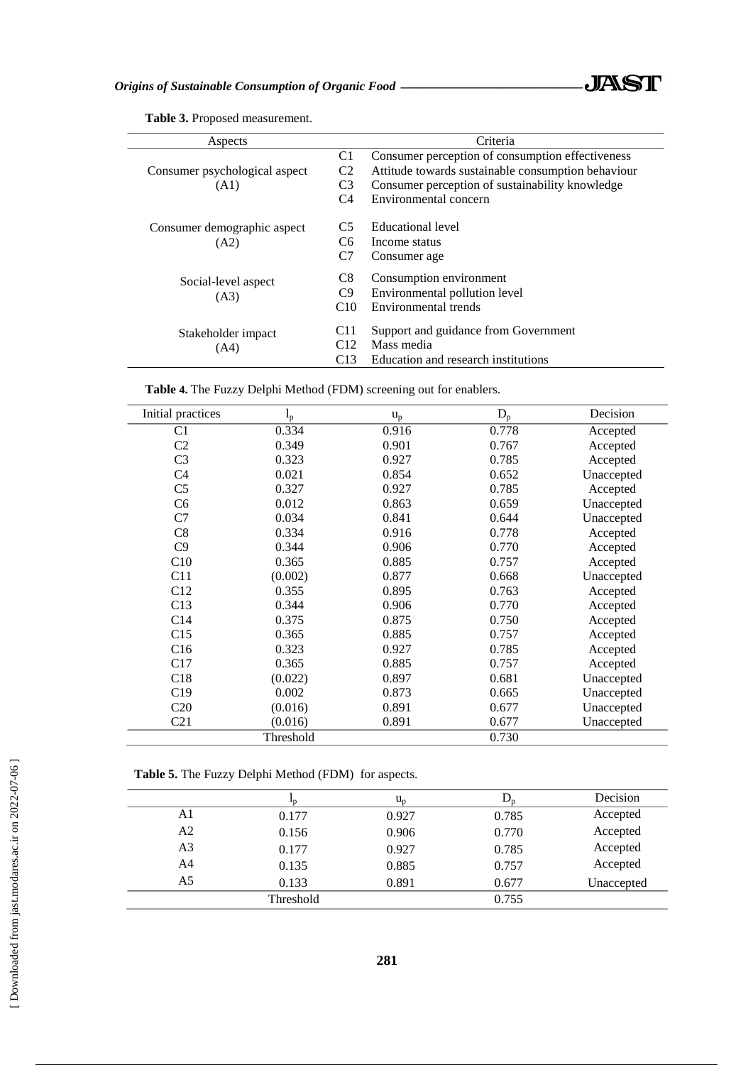**Table 3.** Proposed measurement.

| Aspects | | Criteria |
|---|---|---|
| Consumer psychological aspect (A1) | C1 | Consumer perception of consumption effectiveness |
| | C2 | Attitude towards sustainable consumption behaviour |
| | C3 | Consumer perception of sustainability knowledge |
| | C4 | Environmental concern |
| Consumer demographic aspect (A2) | C5 | Educational level |
| | C6 | Income status |
| | C7 | Consumer age |
| Social-level aspect (A3) | C8 | Consumption environment |
| | C9 | Environmental pollution level |
| | C10 | Environmental trends |
| Stakeholder impact (A4) | C11 | Support and guidance from Government |
| | C12 | Mass media |
| | C13 | Education and research institutions |

**Table 4.** The Fuzzy Delphi Method (FDM) screening out for enablers.

| Initial practices | $l_p$ | $u_p$ | $D_p$ | Decision |
|---|---|---|---|---|
| C1 | 0.334 | 0.916 | 0.778 | Accepted |
| C2 | 0.349 | 0.901 | 0.767 | Accepted |
| C3 | 0.323 | 0.927 | 0.785 | Accepted |
| C4 | 0.021 | 0.854 | 0.652 | Unaccepted |
| C5 | 0.327 | 0.927 | 0.785 | Accepted |
| C6 | 0.012 | 0.863 | 0.659 | Unaccepted |
| C7 | 0.034 | 0.841 | 0.644 | Unaccepted |
| C8 | 0.334 | 0.916 | 0.778 | Accepted |
| C9 | 0.344 | 0.906 | 0.770 | Accepted |
| C10 | 0.365 | 0.885 | 0.757 | Accepted |
| C11 | (0.002) | 0.877 | 0.668 | Unaccepted |
| C12 | 0.355 | 0.895 | 0.763 | Accepted |
| C13 | 0.344 | 0.906 | 0.770 | Accepted |
| C14 | 0.375 | 0.875 | 0.750 | Accepted |
| C15 | 0.365 | 0.885 | 0.757 | Accepted |
| C16 | 0.323 | 0.927 | 0.785 | Accepted |
| C17 | 0.365 | 0.885 | 0.757 | Accepted |
| C18 | (0.022) | 0.897 | 0.681 | Unaccepted |
| C19 | 0.002 | 0.873 | 0.665 | Unaccepted |
| C20 | (0.016) | 0.891 | 0.677 | Unaccepted |
| C21 | (0.016) | 0.891 | 0.677 | Unaccepted |
| | Threshold | | 0.730 | |

**Table 5.** The Fuzzy Delphi Method (FDM) for aspects.

| | $l_p$ | $u_p$ | $D_p$ | Decision |
|---|---|---|---|---|
| A1 | 0.177 | 0.927 | 0.785 | Accepted |
| A2 | 0.156 | 0.906 | 0.770 | Accepted |
| A3 | 0.177 | 0.927 | 0.785 | Accepted |
| A4 | 0.135 | 0.885 | 0.757 | Accepted |
| A5 | 0.133 | 0.891 | 0.677 | Unaccepted |
| | Threshold | | 0.755 | |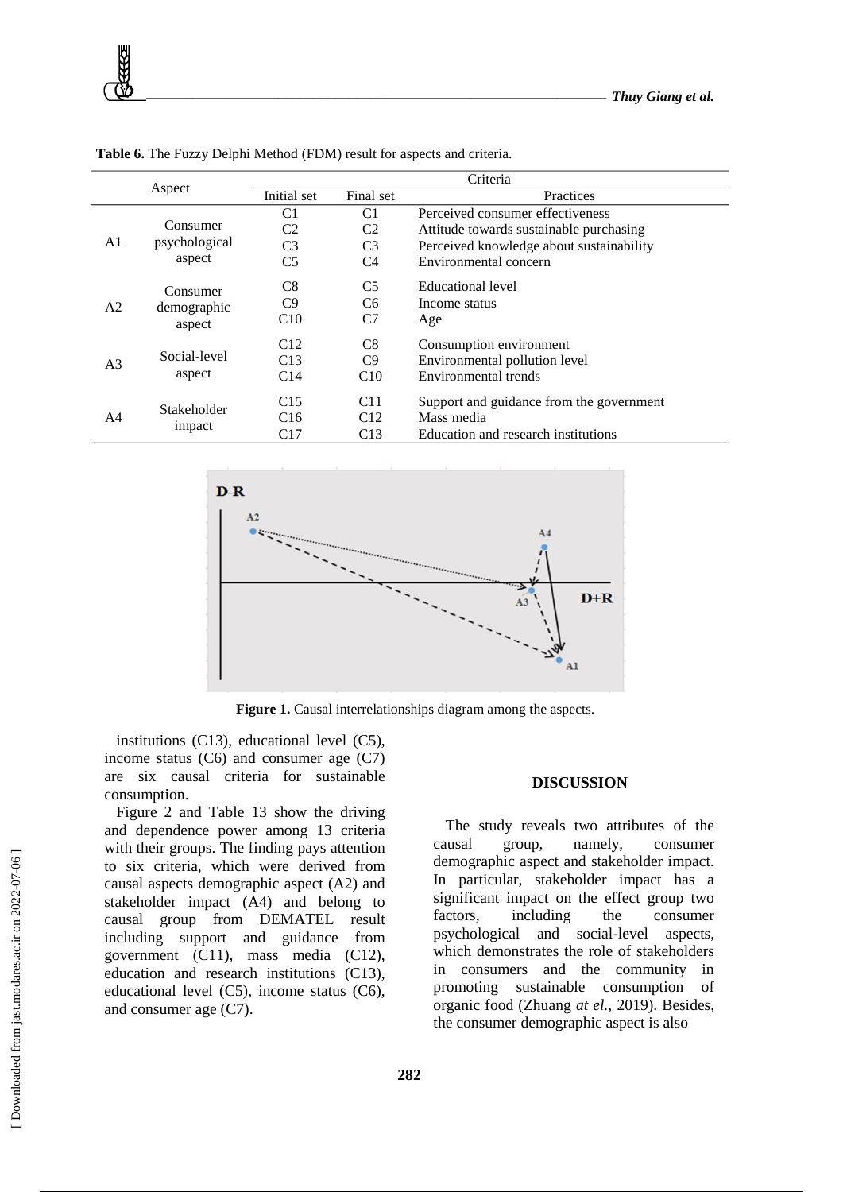**Table 6.** The Fuzzy Delphi Method (FDM) result for aspects and criteria.

| Aspect | | Criteria | | |
|---|---|---|---|---|
| | | Initial set | Final set | Practices |
| A1 | Consumer psychological aspect | C1 | C1 | Perceived consumer effectiveness |
| | | C2 | C2 | Attitude towards sustainable purchasing |
| | | C3 | C3 | Perceived knowledge about sustainability |
| | | C5 | C4 | Environmental concern |
| A2 | Consumer demographic aspect | C8 | C5 | Educational level |
| | | C9 | C6 | Income status |
| | | C10 | C7 | Age |
| A3 | Social-level aspect | C12 | C8 | Consumption environment |
| | | C13 | C9 | Environmental pollution level |
| | | C14 | C10 | Environmental trends |
| A4 | Stakeholder impact | C15 | C11 | Support and guidance from the government |
| | | C16 | C12 | Mass media |
| | | C17 | C13 | Education and research institutions |

**Figure 1.** Causal interrelationships diagram among the aspects.

institutions (C13), educational level (C5), income status (C6) and consumer age (C7) are six causal criteria for sustainable consumption.

Figure 2 and Table 13 show the driving and dependence power among 13 criteria with their groups. The finding pays attention to six criteria, which were derived from causal aspects demographic aspect (A2) and stakeholder impact (A4) and belong to causal group from DEMATEL result including support and guidance from government (C11), mass media (C12), education and research institutions (C13), educational level (C5), income status (C6), and consumer age (C7).

## DISCUSSION

The study reveals two attributes of the causal group, namely, consumer demographic aspect and stakeholder impact. In particular, stakeholder impact has a significant impact on the effect group two factors, including the consumer psychological and social-level aspects, which demonstrates the role of stakeholders in consumers and the community in promoting sustainable consumption of organic food (Zhuang *at el.*, 2019). Besides, the consumer demographic aspect is also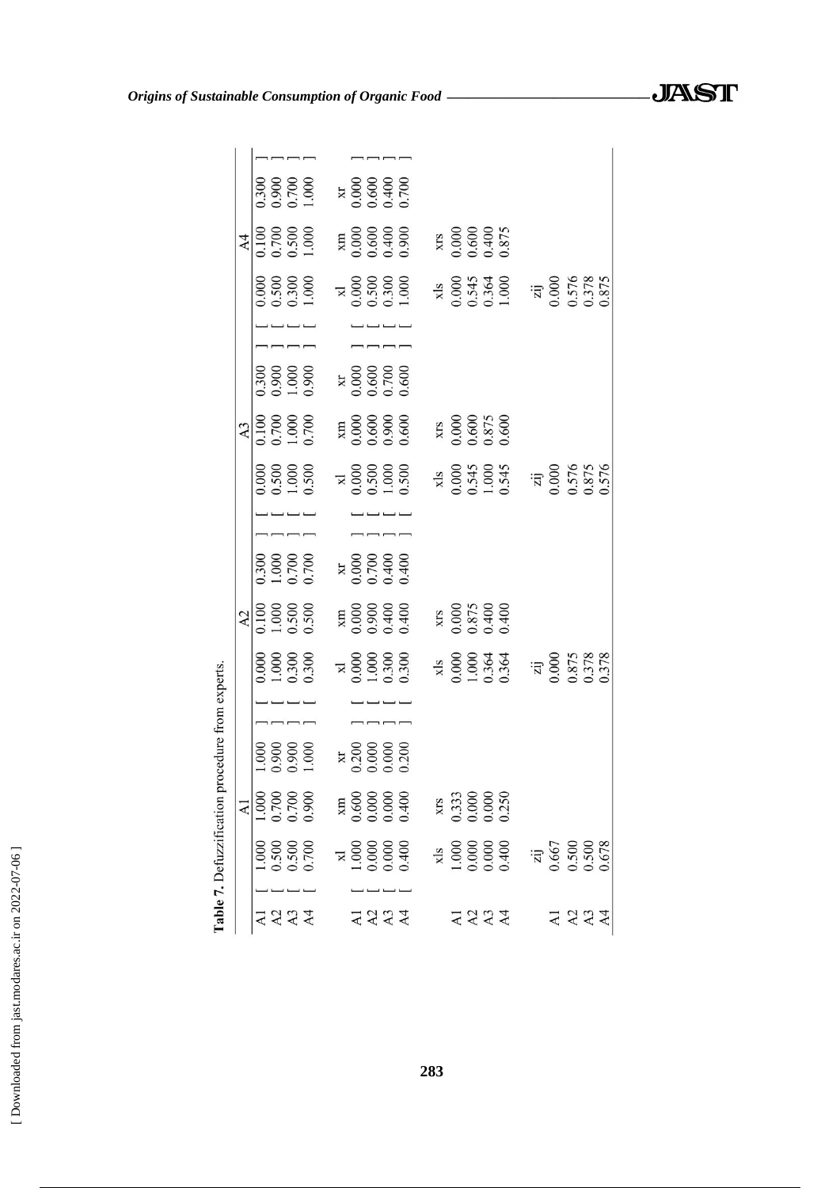**Table 7.** Defuzzification procedure from experts.

| | A1 | | | A2 | | | A3 | | | A4 | | |
|---|---|---|---|---|---|---|---|---|---|---|---|---|
| A1 | 1.000 | 1.000 | 1.000 | 0.000 | 0.100 | 0.300 | 0.000 | 0.100 | 0.300 | 0.000 | 0.100 | 0.300 |
| A2 | 0.500 | 0.700 | 0.900 | 1.000 | 1.000 | 1.000 | 0.500 | 0.700 | 0.900 | 0.500 | 0.700 | 0.900 |
| A3 | 0.500 | 0.700 | 0.900 | 0.300 | 0.500 | 0.700 | 1.000 | 1.000 | 1.000 | 0.300 | 0.500 | 0.700 |
| A4 | 0.700 | 0.900 | 1.000 | 0.300 | 0.500 | 0.700 | 0.500 | 0.700 | 0.900 | 1.000 | 1.000 | 1.000 |
| | xl | xm | xr | xl | xm | xr | xl | xm | xr | xl | xm | xr |
| A1 | 1.000 | 0.600 | 0.200 | 0.000 | 0.000 | 0.000 | 0.000 | 0.000 | 0.000 | 0.000 | 0.000 | 0.000 |
| A2 | 0.000 | 0.000 | 0.000 | 1.000 | 0.900 | 0.700 | 0.500 | 0.600 | 0.600 | 0.500 | 0.600 | 0.600 |
| A3 | 0.000 | 0.000 | 0.000 | 0.300 | 0.400 | 0.400 | 1.000 | 0.900 | 0.700 | 0.300 | 0.400 | 0.400 |
| A4 | 0.400 | 0.400 | 0.200 | 0.300 | 0.400 | 0.400 | 0.500 | 0.600 | 0.600 | 1.000 | 0.900 | 0.700 |
| | xls | xrs | | xls | xrs | | xls | xrs | | xls | xrs | |
| A1 | 1.000 | 0.333 | | 0.000 | 0.000 | | 0.000 | 0.000 | | 0.000 | 0.000 | |
| A2 | 0.000 | 0.000 | | 1.000 | 0.875 | | 0.545 | 0.600 | | 0.545 | 0.600 | |
| A3 | 0.000 | 0.000 | | 0.364 | 0.400 | | 1.000 | 0.875 | | 0.364 | 0.400 | |
| A4 | 0.400 | 0.250 | | 0.364 | 0.400 | | 0.545 | 0.600 | | 1.000 | 0.875 | |
| | zij | | | zij | | | zij | | | zij | | |
| A1 | 0.667 | | | 0.000 | | | 0.000 | | | 0.000 | | |
| A2 | 0.500 | | | 0.875 | | | 0.576 | | | 0.576 | | |
| A3 | 0.500 | | | 0.378 | | | 0.875 | | | 0.378 | | |
| A4 | 0.678 | | | 0.378 | | | 0.576 | | | 0.875 | | |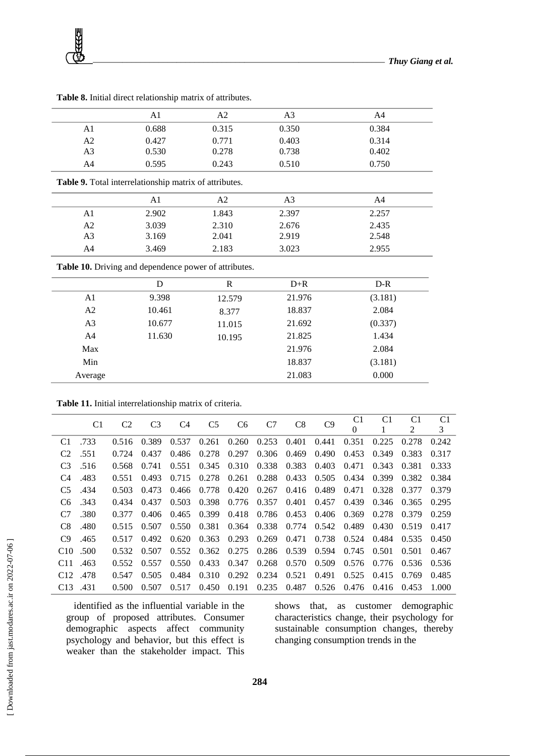**Table 8.** Initial direct relationship matrix of attributes.

| | A1 | A2 | A3 | A4 |
|---|---|---|---|---|
| A1 | 0.688 | 0.315 | 0.350 | 0.384 |
| A2 | 0.427 | 0.771 | 0.403 | 0.314 |
| A3 | 0.530 | 0.278 | 0.738 | 0.402 |
| A4 | 0.595 | 0.243 | 0.510 | 0.750 |

**Table 9.** Total interrelationship matrix of attributes.

| | A1 | A2 | A3 | A4 |
|---|---|---|---|---|
| A1 | 2.902 | 1.843 | 2.397 | 2.257 |
| A2 | 3.039 | 2.310 | 2.676 | 2.435 |
| A3 | 3.169 | 2.041 | 2.919 | 2.548 |
| A4 | 3.469 | 2.183 | 3.023 | 2.955 |

**Table 10.** Driving and dependence power of attributes.

| | D | R | D+R | D-R |
|---|---|---|---|---|
| A1 | 9.398 | 12.579 | 21.976 | (3.181) |
| A2 | 10.461 | 8.377 | 18.837 | 2.084 |
| A3 | 10.677 | 11.015 | 21.692 | (0.337) |
| A4 | 11.630 | 10.195 | 21.825 | 1.434 |
| Max | | | 21.976 | 2.084 |
| Min | | | 18.837 | (3.181) |
| Average | | | 21.083 | 0.000 |

**Table 11.** Initial interrelationship matrix of criteria.

| | C1 | C2 | C3 | C4 | C5 | C6 | C7 | C8 | C9 | C10 | C11 | C12 | C13 |
|---|---|---|---|---|---|---|---|---|---|---|---|---|---|
| C1 | .733 | 0.516 | 0.389 | 0.537 | 0.261 | 0.260 | 0.253 | 0.401 | 0.441 | 0.351 | 0.225 | 0.278 | 0.242 |
| C2 | .551 | 0.724 | 0.437 | 0.486 | 0.278 | 0.297 | 0.306 | 0.469 | 0.490 | 0.453 | 0.349 | 0.383 | 0.317 |
| C3 | .516 | 0.568 | 0.741 | 0.551 | 0.345 | 0.310 | 0.338 | 0.383 | 0.403 | 0.471 | 0.343 | 0.381 | 0.333 |
| C4 | .483 | 0.551 | 0.493 | 0.715 | 0.278 | 0.261 | 0.288 | 0.433 | 0.505 | 0.434 | 0.399 | 0.382 | 0.384 |
| C5 | .434 | 0.503 | 0.473 | 0.466 | 0.778 | 0.420 | 0.267 | 0.416 | 0.489 | 0.471 | 0.328 | 0.377 | 0.379 |
| C6 | .343 | 0.434 | 0.437 | 0.503 | 0.398 | 0.776 | 0.357 | 0.401 | 0.457 | 0.439 | 0.346 | 0.365 | 0.295 |
| C7 | .380 | 0.377 | 0.406 | 0.465 | 0.399 | 0.418 | 0.786 | 0.453 | 0.406 | 0.369 | 0.278 | 0.379 | 0.259 |
| C8 | .480 | 0.515 | 0.507 | 0.550 | 0.381 | 0.364 | 0.338 | 0.774 | 0.542 | 0.489 | 0.430 | 0.519 | 0.417 |
| C9 | .465 | 0.517 | 0.492 | 0.620 | 0.363 | 0.293 | 0.269 | 0.471 | 0.738 | 0.524 | 0.484 | 0.535 | 0.450 |
| C10 | .500 | 0.532 | 0.507 | 0.552 | 0.362 | 0.275 | 0.286 | 0.539 | 0.594 | 0.745 | 0.501 | 0.501 | 0.467 |
| C11 | .463 | 0.552 | 0.557 | 0.550 | 0.433 | 0.347 | 0.268 | 0.570 | 0.509 | 0.576 | 0.776 | 0.536 | 0.536 |
| C12 | .478 | 0.547 | 0.505 | 0.484 | 0.310 | 0.292 | 0.234 | 0.521 | 0.491 | 0.525 | 0.415 | 0.769 | 0.485 |
| C13 | .431 | 0.500 | 0.507 | 0.517 | 0.450 | 0.191 | 0.235 | 0.487 | 0.526 | 0.476 | 0.416 | 0.453 | 1.000 |

identified as the influential variable in the group of proposed attributes. Consumer demographic aspects affect community psychology and behavior, but this effect is weaker than the stakeholder impact. This shows that, as customer demographic characteristics change, their psychology for sustainable consumption changes, thereby changing consumption trends in the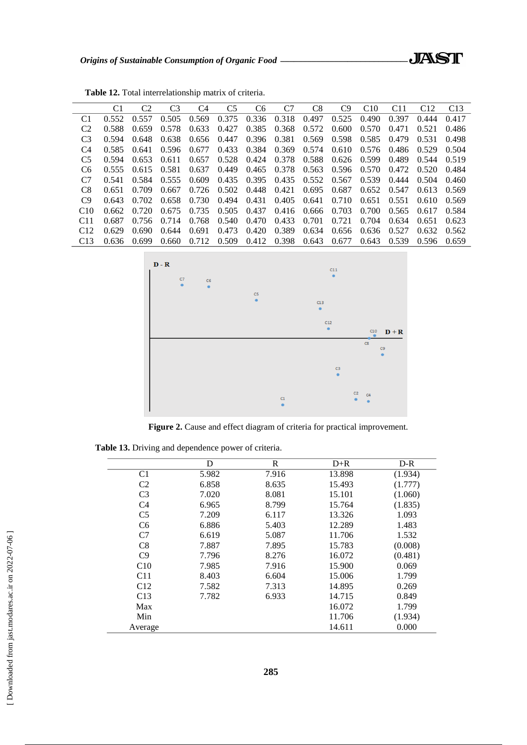**Table 12.** Total interrelationship matrix of criteria.

| | C1 | C2 | C3 | C4 | C5 | C6 | C7 | C8 | C9 | C10 | C11 | C12 | C13 |
|---|---|---|---|---|---|---|---|---|---|---|---|---|---|
| C1 | 0.552 | 0.557 | 0.505 | 0.569 | 0.375 | 0.336 | 0.318 | 0.497 | 0.525 | 0.490 | 0.397 | 0.444 | 0.417 |
| C2 | 0.588 | 0.659 | 0.578 | 0.633 | 0.427 | 0.385 | 0.368 | 0.572 | 0.600 | 0.570 | 0.471 | 0.521 | 0.486 |
| C3 | 0.594 | 0.648 | 0.638 | 0.656 | 0.447 | 0.396 | 0.381 | 0.569 | 0.598 | 0.585 | 0.479 | 0.531 | 0.498 |
| C4 | 0.585 | 0.641 | 0.596 | 0.677 | 0.433 | 0.384 | 0.369 | 0.574 | 0.610 | 0.576 | 0.486 | 0.529 | 0.504 |
| C5 | 0.594 | 0.653 | 0.611 | 0.657 | 0.528 | 0.424 | 0.378 | 0.588 | 0.626 | 0.599 | 0.489 | 0.544 | 0.519 |
| C6 | 0.555 | 0.615 | 0.581 | 0.637 | 0.449 | 0.465 | 0.378 | 0.563 | 0.596 | 0.570 | 0.472 | 0.520 | 0.484 |
| C7 | 0.541 | 0.584 | 0.555 | 0.609 | 0.435 | 0.395 | 0.435 | 0.552 | 0.567 | 0.539 | 0.444 | 0.504 | 0.460 |
| C8 | 0.651 | 0.709 | 0.667 | 0.726 | 0.502 | 0.448 | 0.421 | 0.695 | 0.687 | 0.652 | 0.547 | 0.613 | 0.569 |
| C9 | 0.643 | 0.702 | 0.658 | 0.730 | 0.494 | 0.431 | 0.405 | 0.641 | 0.710 | 0.651 | 0.551 | 0.610 | 0.569 |
| C10 | 0.662 | 0.720 | 0.675 | 0.735 | 0.505 | 0.437 | 0.416 | 0.666 | 0.703 | 0.700 | 0.565 | 0.617 | 0.584 |
| C11 | 0.687 | 0.756 | 0.714 | 0.768 | 0.540 | 0.470 | 0.433 | 0.701 | 0.721 | 0.704 | 0.634 | 0.651 | 0.623 |
| C12 | 0.629 | 0.690 | 0.644 | 0.691 | 0.473 | 0.420 | 0.389 | 0.634 | 0.656 | 0.636 | 0.527 | 0.632 | 0.562 |
| C13 | 0.636 | 0.699 | 0.660 | 0.712 | 0.509 | 0.412 | 0.398 | 0.643 | 0.677 | 0.643 | 0.539 | 0.596 | 0.659 |

**Figure 2.** Cause and effect diagram of criteria for practical improvement.

**Table 13.** Driving and dependence power of criteria.

| | D | R | D+R | D-R |
|---|---|---|---|---|
| C1 | 5.982 | 7.916 | 13.898 | (1.934) |
| C2 | 6.858 | 8.635 | 15.493 | (1.777) |
| C3 | 7.020 | 8.081 | 15.101 | (1.060) |
| C4 | 6.965 | 8.799 | 15.764 | (1.835) |
| C5 | 7.209 | 6.117 | 13.326 | 1.093 |
| C6 | 6.886 | 5.403 | 12.289 | 1.483 |
| C7 | 6.619 | 5.087 | 11.706 | 1.532 |
| C8 | 7.887 | 7.895 | 15.783 | (0.008) |
| C9 | 7.796 | 8.276 | 16.072 | (0.481) |
| C10 | 7.985 | 7.916 | 15.900 | 0.069 |
| C11 | 8.403 | 6.604 | 15.006 | 1.799 |
| C12 | 7.582 | 7.313 | 14.895 | 0.269 |
| C13 | 7.782 | 6.933 | 14.715 | 0.849 |
| Max | | | 16.072 | 1.799 |
| Min | | | 11.706 | (1.934) |
| Average | | | 14.611 | 0.000 |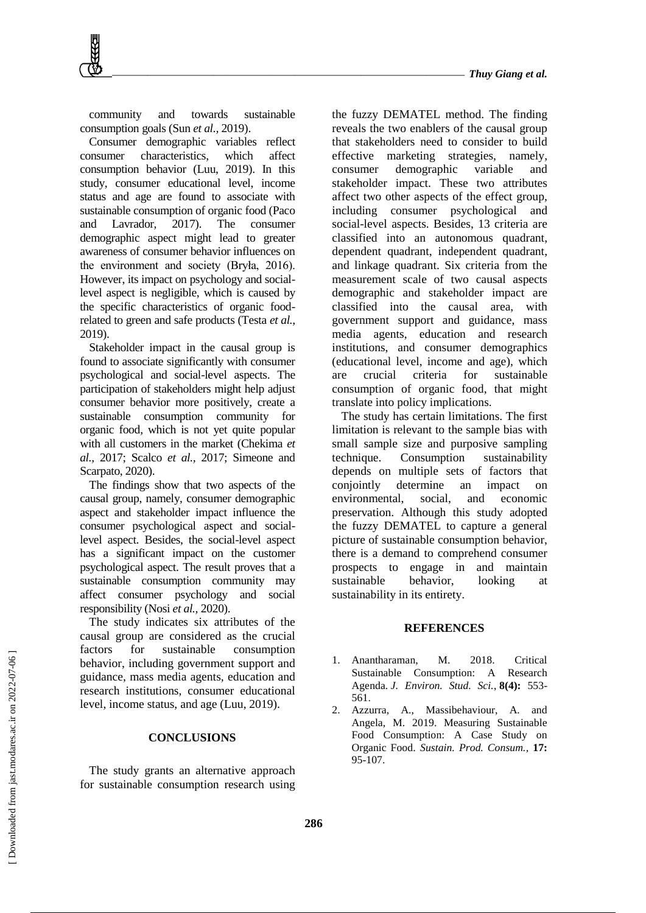community and towards sustainable consumption goals (Sun *et al.,* 2019).

Consumer demographic variables reflect consumer characteristics, which affect consumption behavior (Luu, 2019). In this study, consumer educational level, income status and age are found to associate with sustainable consumption of organic food (Paco and Lavrador, 2017). The consumer demographic aspect might lead to greater awareness of consumer behavior influences on the environment and society (Bryła, 2016). However, its impact on psychology and social-level aspect is negligible, which is caused by the specific characteristics of organic food-related to green and safe products (Testa *et al.,* 2019).

Stakeholder impact in the causal group is found to associate significantly with consumer psychological and social-level aspects. The participation of stakeholders might help adjust consumer behavior more positively, create a sustainable consumption community for organic food, which is not yet quite popular with all customers in the market (Chekima *et al.,* 2017; Scalco *et al.,* 2017; Simeone and Scarpato, 2020).

The findings show that two aspects of the causal group, namely, consumer demographic aspect and stakeholder impact influence the consumer psychological aspect and social-level aspect. Besides, the social-level aspect has a significant impact on the customer psychological aspect. The result proves that a sustainable consumption community may affect consumer psychology and social responsibility (Nosi *et al.,* 2020).

The study indicates six attributes of the causal group are considered as the crucial factors for sustainable consumption behavior, including government support and guidance, mass media agents, education and research institutions, consumer educational level, income status, and age (Luu, 2019).

## CONCLUSIONS

The study grants an alternative approach for sustainable consumption research using the fuzzy DEMATEL method. The finding reveals the two enablers of the causal group that stakeholders need to consider to build effective marketing strategies, namely, consumer demographic variable and stakeholder impact. These two attributes affect two other aspects of the effect group, including consumer psychological and social-level aspects. Besides, 13 criteria are classified into an autonomous quadrant, dependent quadrant, independent quadrant, and linkage quadrant. Six criteria from the measurement scale of two causal aspects demographic and stakeholder impact are classified into the causal area, with government support and guidance, mass media agents, education and research institutions, and consumer demographics (educational level, income and age), which are crucial criteria for sustainable consumption of organic food, that might translate into policy implications.

The study has certain limitations. The first limitation is relevant to the sample bias with small sample size and purposive sampling technique. Consumption sustainability depends on multiple sets of factors that conjointly determine an impact on environmental, social, and economic preservation. Although this study adopted the fuzzy DEMATEL to capture a general picture of sustainable consumption behavior, there is a demand to comprehend consumer prospects to engage in and maintain sustainable behavior, looking at sustainability in its entirety.

## REFERENCES

1. Anantharaman, M. 2018. Critical Sustainable Consumption: A Research Agenda. *J. Environ. Stud. Sci.,* **8(4):** 553-561.
2. Azzurra, A., Massibehaviour, A. and Angela, M. 2019. Measuring Sustainable Food Consumption: A Case Study on Organic Food. *Sustain. Prod. Consum.,* **17:** 95-107.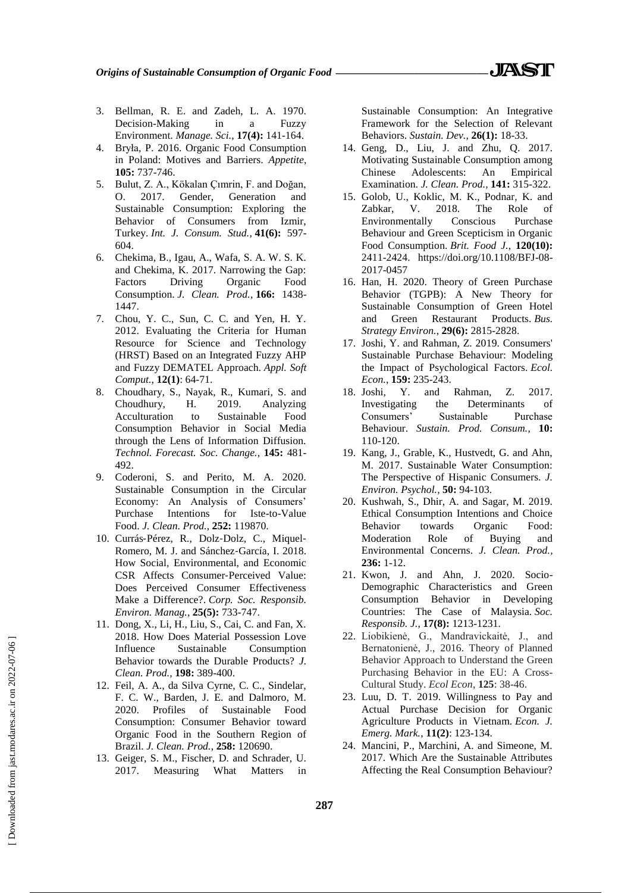3. Bellman, R. E. and Zadeh, L. A. 1970. Decision-Making in a Fuzzy Environment. *Manage. Sci.*, **17(4):** 141-164.
4. Bryła, P. 2016. Organic Food Consumption in Poland: Motives and Barriers. *Appetite*, **105:** 737-746.
5. Bulut, Z. A., Kökalan Çımrin, F. and Doğan, O. 2017. Gender, Generation and Sustainable Consumption: Exploring the Behavior of Consumers from Izmir, Turkey. *Int. J. Consum. Stud.*, **41(6):** 597-604.
6. Chekima, B., Igau, A., Wafa, S. A. W. S. K. and Chekima, K. 2017. Narrowing the Gap: Factors Driving Organic Food Consumption. *J. Clean. Prod.*, **166:** 1438-1447.
7. Chou, Y. C., Sun, C. C. and Yen, H. Y. 2012. Evaluating the Criteria for Human Resource for Science and Technology (HRST) Based on an Integrated Fuzzy AHP and Fuzzy DEMATEL Approach. *Appl. Soft Comput.*, **12(1)**: 64-71.
8. Choudhary, S., Nayak, R., Kumari, S. and Choudhury, H. 2019. Analyzing Acculturation to Sustainable Food Consumption Behavior in Social Media through the Lens of Information Diffusion. *Technol. Forecast. Soc. Change.*, **145:** 481-492.
9. Coderoni, S. and Perito, M. A. 2020. Sustainable Consumption in the Circular Economy: An Analysis of Consumers' Purchase Intentions for Iste-to-Value Food. *J. Clean. Prod.*, **252:** 119870.
10. Currás‐Pérez, R., Dolz‐Dolz, C., Miquel‐Romero, M. J. and Sánchez‐García, I. 2018. How Social, Environmental, and Economic CSR Affects Consumer‐Perceived Value: Does Perceived Consumer Effectiveness Make a Difference?. *Corp. Soc. Responsib. Environ. Manag.*, **25(5):** 733-747.
11. Dong, X., Li, H., Liu, S., Cai, C. and Fan, X. 2018. How Does Material Possession Love Influence Sustainable Consumption Behavior towards the Durable Products? *J. Clean. Prod.*, **198:** 389-400.
12. Feil, A. A., da Silva Cyrne, C. C., Sindelar, F. C. W., Barden, J. E. and Dalmoro, M. 2020. Profiles of Sustainable Food Consumption: Consumer Behavior toward Organic Food in the Southern Region of Brazil. *J. Clean. Prod.*, **258:** 120690.
13. Geiger, S. M., Fischer, D. and Schrader, U. 2017. Measuring What Matters in Sustainable Consumption: An Integrative Framework for the Selection of Relevant Behaviors. *Sustain. Dev.*, **26(1):** 18-33.
14. Geng, D., Liu, J. and Zhu, Q. 2017. Motivating Sustainable Consumption among Chinese Adolescents: An Empirical Examination. *J. Clean. Prod.*, **141:** 315-322.
15. Golob, U., Koklic, M. K., Podnar, K. and Zabkar, V. 2018. The Role of Environmentally Conscious Purchase Behaviour and Green Scepticism in Organic Food Consumption. *Brit. Food J.*, **120(10):** 2411-2424. https://doi.org/10.1108/BFJ-08-2017-0457
16. Han, H. 2020. Theory of Green Purchase Behavior (TGPB): A New Theory for Sustainable Consumption of Green Hotel and Green Restaurant Products. *Bus. Strategy Environ.*, **29(6):** 2815-2828.
17. Joshi, Y. and Rahman, Z. 2019. Consumers' Sustainable Purchase Behaviour: Modeling the Impact of Psychological Factors. *Ecol. Econ.*, **159:** 235-243.
18. Joshi, Y. and Rahman, Z. 2017. Investigating the Determinants of Consumers' Sustainable Purchase Behaviour. *Sustain. Prod. Consum.*, **10:** 110-120.
19. Kang, J., Grable, K., Hustvedt, G. and Ahn, M. 2017. Sustainable Water Consumption: The Perspective of Hispanic Consumers. *J. Environ. Psychol.*, **50:** 94-103.
20. Kushwah, S., Dhir, A. and Sagar, M. 2019. Ethical Consumption Intentions and Choice Behavior towards Organic Food: Moderation Role of Buying and Environmental Concerns. *J. Clean. Prod.*, **236:** 1-12.
21. Kwon, J. and Ahn, J. 2020. Socio-Demographic Characteristics and Green Consumption Behavior in Developing Countries: The Case of Malaysia. *Soc. Responsib. J.*, **17(8):** 1213-1231.
22. Liobikienė, G., Mandravickaitė, J., and Bernatonienė, J., 2016. Theory of Planned Behavior Approach to Understand the Green Purchasing Behavior in the EU: A Cross-Cultural Study. *Ecol Econ*, **125**: 38-46.
23. Luu, D. T. 2019. Willingness to Pay and Actual Purchase Decision for Organic Agriculture Products in Vietnam. *Econ. J. Emerg. Mark.*, **11(2)**: 123-134.
24. Mancini, P., Marchini, A. and Simeone, M. 2017. Which Are the Sustainable Attributes Affecting the Real Consumption Behaviour?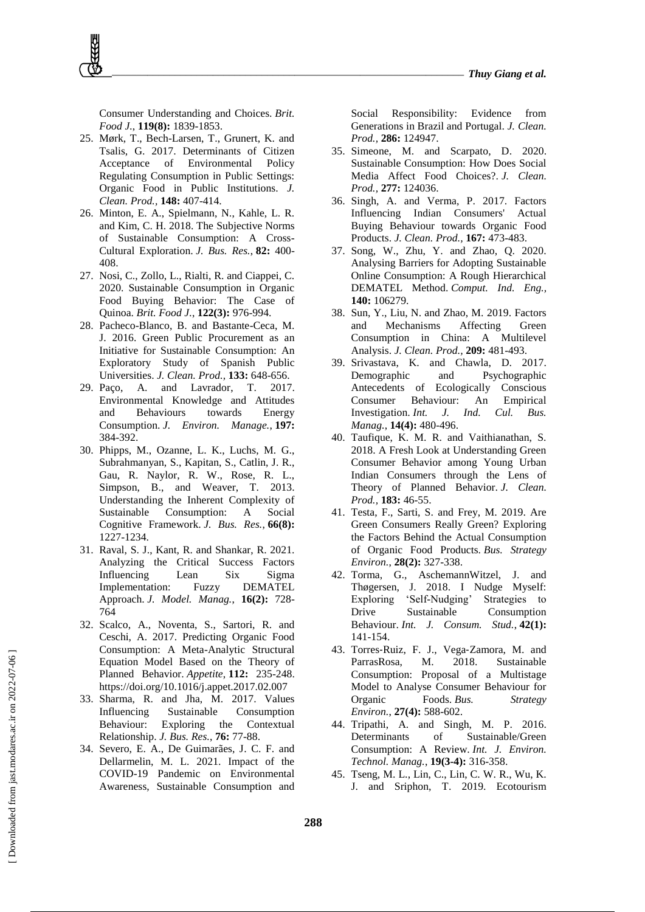Consumer Understanding and Choices. *Brit. Food J.*, **119(8):** 1839-1853.

25. Mørk, T., Bech-Larsen, T., Grunert, K. and Tsalis, G. 2017. Determinants of Citizen Acceptance of Environmental Policy Regulating Consumption in Public Settings: Organic Food in Public Institutions. *J. Clean. Prod.,* **148:** 407-414.
26. Minton, E. A., Spielmann, N., Kahle, L. R. and Kim, C. H. 2018. The Subjective Norms of Sustainable Consumption: A Cross-Cultural Exploration. *J. Bus. Res.,* **82:** 400-408.
27. Nosi, C., Zollo, L., Rialti, R. and Ciappei, C. 2020. Sustainable Consumption in Organic Food Buying Behavior: The Case of Quinoa. *Brit. Food J.*, **122(3):** 976-994.
28. Pacheco-Blanco, B. and Bastante-Ceca, M. J. 2016. Green Public Procurement as an Initiative for Sustainable Consumption: An Exploratory Study of Spanish Public Universities. *J. Clean. Prod.,* **133:** 648-656.
29. Paço, A. and Lavrador, T. 2017. Environmental Knowledge and Attitudes and Behaviours towards Energy Consumption. *J. Environ. Manage.*, **197:** 384-392.
30. Phipps, M., Ozanne, L. K., Luchs, M. G., Subrahmanyan, S., Kapitan, S., Catlin, J. R., Gau, R. Naylor, R. W., Rose, R. L., Simpson, B., and Weaver, T. 2013. Understanding the Inherent Complexity of Sustainable Consumption: A Social Cognitive Framework. *J. Bus. Res.,* **66(8):** 1227-1234.
31. Raval, S. J., Kant, R. and Shankar, R. 2021. Analyzing the Critical Success Factors Influencing Lean Six Sigma Implementation: Fuzzy DEMATEL Approach. *J. Model. Manag.,* **16(2):** 728-764
32. Scalco, A., Noventa, S., Sartori, R. and Ceschi, A. 2017. Predicting Organic Food Consumption: A Meta-Analytic Structural Equation Model Based on the Theory of Planned Behavior. *Appetite*, **112:** 235-248. https://doi.org/10.1016/j.appet.2017.02.007
33. Sharma, R. and Jha, M. 2017. Values Influencing Sustainable Consumption Behaviour: Exploring the Contextual Relationship. *J. Bus. Res.*, **76:** 77-88.
34. Severo, E. A., De Guimarães, J. C. F. and Dellarmelin, M. L. 2021. Impact of the COVID-19 Pandemic on Environmental Awareness, Sustainable Consumption and Social Responsibility: Evidence from Generations in Brazil and Portugal. *J. Clean. Prod.,* **286:** 124947.
35. Simeone, M. and Scarpato, D. 2020. Sustainable Consumption: How Does Social Media Affect Food Choices?. *J. Clean. Prod.,* **277:** 124036.
36. Singh, A. and Verma, P. 2017. Factors Influencing Indian Consumers' Actual Buying Behaviour towards Organic Food Products. *J. Clean. Prod.,* **167:** 473-483.
37. Song, W., Zhu, Y. and Zhao, Q. 2020. Analysing Barriers for Adopting Sustainable Online Consumption: A Rough Hierarchical DEMATEL Method. *Comput. Ind. Eng.,* **140:** 106279.
38. Sun, Y., Liu, N. and Zhao, M. 2019. Factors and Mechanisms Affecting Green Consumption in China: A Multilevel Analysis. *J. Clean. Prod.,* **209:** 481-493.
39. Srivastava, K. and Chawla, D. 2017. Demographic and Psychographic Antecedents of Ecologically Conscious Consumer Behaviour: An Empirical Investigation. *Int. J. Ind. Cul. Bus. Manag.*, **14(4):** 480-496.
40. Taufique, K. M. R. and Vaithianathan, S. 2018. A Fresh Look at Understanding Green Consumer Behavior among Young Urban Indian Consumers through the Lens of Theory of Planned Behavior. *J. Clean. Prod.,* **183:** 46-55.
41. Testa, F., Sarti, S. and Frey, M. 2019. Are Green Consumers Really Green? Exploring the Factors Behind the Actual Consumption of Organic Food Products. *Bus. Strategy Environ.*, **28(2):** 327-338.
42. Torma, G., AschemannWitzel, J. and Thøgersen, J. 2018. I Nudge Myself: Exploring 'Self-Nudging' Strategies to Drive Sustainable Consumption Behaviour. *Int. J. Consum. Stud.,* **42(1):** 141-154.
43. Torres-Ruiz, F. J., Vega-Zamora, M. and ParrasRosa, M. 2018. Sustainable Consumption: Proposal of a Multistage Model to Analyse Consumer Behaviour for Organic Foods. *Bus. Strategy Environ.*, **27(4):** 588-602.
44. Tripathi, A. and Singh, M. P. 2016. Determinants of Sustainable/Green Consumption: A Review. *Int. J. Environ. Technol. Manag.,* **19(3-4):** 316-358.
45. Tseng, M. L., Lin, C., Lin, C. W. R., Wu, K. J. and Sriphon, T. 2019. Ecotourism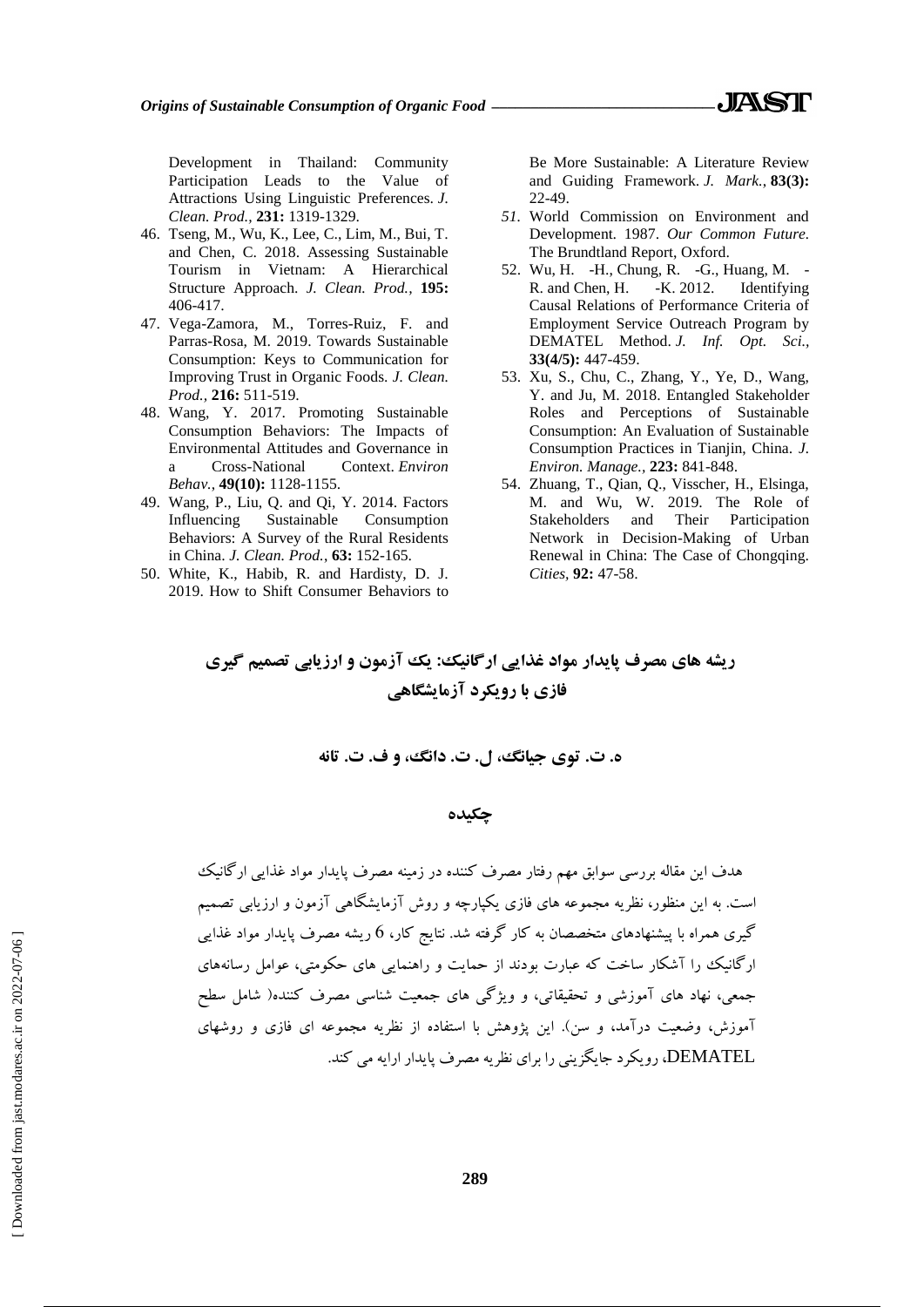Development in Thailand: Community Participation Leads to the Value of Attractions Using Linguistic Preferences. *J. Clean. Prod.,* **231:** 1319-1329.

46. Tseng, M., Wu, K., Lee, C., Lim, M., Bui, T. and Chen, C. 2018. Assessing Sustainable Tourism in Vietnam: A Hierarchical Structure Approach. *J. Clean. Prod.,* **195:** 406-417.
47. Vega-Zamora, M., Torres-Ruiz, F. and Parras-Rosa, M. 2019. Towards Sustainable Consumption: Keys to Communication for Improving Trust in Organic Foods. *J. Clean. Prod.,* **216:** 511-519.
48. Wang, Y. 2017. Promoting Sustainable Consumption Behaviors: The Impacts of Environmental Attitudes and Governance in a Cross-National Context. *Environ Behav.,* **49(10):** 1128-1155.
49. Wang, P., Liu, Q. and Qi, Y. 2014. Factors Influencing Sustainable Consumption Behaviors: A Survey of the Rural Residents in China. *J. Clean. Prod.,* **63:** 152-165.
50. White, K., Habib, R. and Hardisty, D. J. 2019. How to Shift Consumer Behaviors to Be More Sustainable: A Literature Review and Guiding Framework. *J. Mark.,* **83(3):** 22-49.
51. World Commission on Environment and Development. 1987. *Our Common Future.* The Brundtland Report, Oxford.
52. Wu, H. -H., Chung, R. -G., Huang, M. -R. and Chen, H. -K. 2012. Identifying Causal Relations of Performance Criteria of Employment Service Outreach Program by DEMATEL Method. *J. Inf. Opt. Sci.,* **33(4/5):** 447-459.
53. Xu, S., Chu, C., Zhang, Y., Ye, D., Wang, Y. and Ju, M. 2018. Entangled Stakeholder Roles and Perceptions of Sustainable Consumption: An Evaluation of Sustainable Consumption Practices in Tianjin, China. *J. Environ. Manage.,* **223:** 841-848.
54. Zhuang, T., Qian, Q., Visscher, H., Elsinga, M. and Wu, W. 2019. The Role of Stakeholders and Their Participation Network in Decision-Making of Urban Renewal in China: The Case of Chongqing. *Cities,* **92:** 47-58.

## ریشه های مصرف پایدار مواد غذایی ارگانیک: یک آزمون و ارزیابی تصمیم گیری فازی با رویکرد آزمایشگاهی

**ه. ت. توی جیانگ، ل. ت. دانگ، و ف. ت. تانه**

## چکیده

هدف این مقاله بررسی سوابق مهم رفتار مصرف کننده در زمینه مصرف پایدار مواد غذایی ارگانیک است. به این منظور، نظریه مجموعه های فازی یکپارچه و روش آزمایشگاهی آزمون و ارزیابی تصمیم گیری همراه با پیشنهادهای متخصصان به کار گرفته شد. نتایج کار، 6 ریشه مصرف پایدار مواد غذایی ارگانیک را آشکار ساخت که عبارت بودند از حمایت و راهنمایی های حکومتی، عوامل رسانه‌های جمعی، نهاد های آموزشی و تحقیقاتی، و ویژگی های جمعیت شناسی مصرف کننده( شامل سطح آموزش، وضعیت درآمد، و سن). این پژوهش با استفاده از نظریه مجموعه ای فازی و روشهای DEMATEL، رویکرد جایگزینی را برای نظریه مصرف پایدار ارایه می کند.